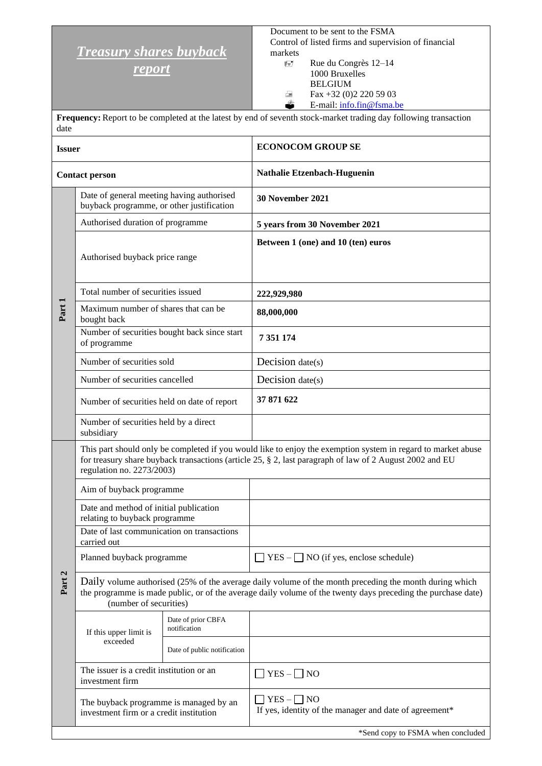# *Treasury shares buyback report*

Document to be sent to the FSMA
Control of listed firms and supervision of financial markets
Rue du Congrès 12–14
1000 Bruxelles
BELGIUM
Fax +32 (0)2 220 59 03
E-mail: info.fin@fsma.be

**Frequency:** Report to be completed at the latest by end of seventh stock-market trading day following transaction date

| | | | |
|---|---|---|---|
| **Issuer** | | | **ECONOCOM GROUP SE** |
| **Contact person** | | | **Nathalie Etzenbach-Huguenin** |
| Part 1 | Date of general meeting having authorised buyback programme, or other justification | | **30 November 2021** |
| | Authorised duration of programme | | **5 years from 30 November 2021** |
| | Authorised buyback price range | | **Between 1 (one) and 10 (ten) euros** |
| | Total number of securities issued | | **222,929,980** |
| | Maximum number of shares that can be bought back | | **88,000,000** |
| | Number of securities bought back since start of programme | | **7 351 174** |
| | Number of securities sold | | Decision date(s) |
| | Number of securities cancelled | | Decision date(s) |
| | Number of securities held on date of report | | **37 871 622** |
| | Number of securities held by a direct subsidiary | | |
| Part 2 | This part should only be completed if you would like to enjoy the exemption system in regard to market abuse for treasury share buyback transactions (article 25, § 2, last paragraph of law of 2 August 2002 and EU regulation no. 2273/2003) | | |
| | Aim of buyback programme | | |
| | Date and method of initial publication relating to buyback programme | | |
| | Date of last communication on transactions carried out | | |
| | Planned buyback programme | | ☐ YES – ☐ NO (if yes, enclose schedule) |
| | Daily volume authorised (25% of the average daily volume of the month preceding the month during which the programme is made public, or of the average daily volume of the twenty days preceding the purchase date) (number of securities) | | |
| | If this upper limit is exceeded | Date of prior CBFA notification | |
| | | Date of public notification | |
| | The issuer is a credit institution or an investment firm | | ☐ YES – ☐ NO |
| | The buyback programme is managed by an investment firm or a credit institution | | ☐ YES – ☐ NO<br>If yes, identity of the manager and date of agreement* |

*Send copy to FSMA when concluded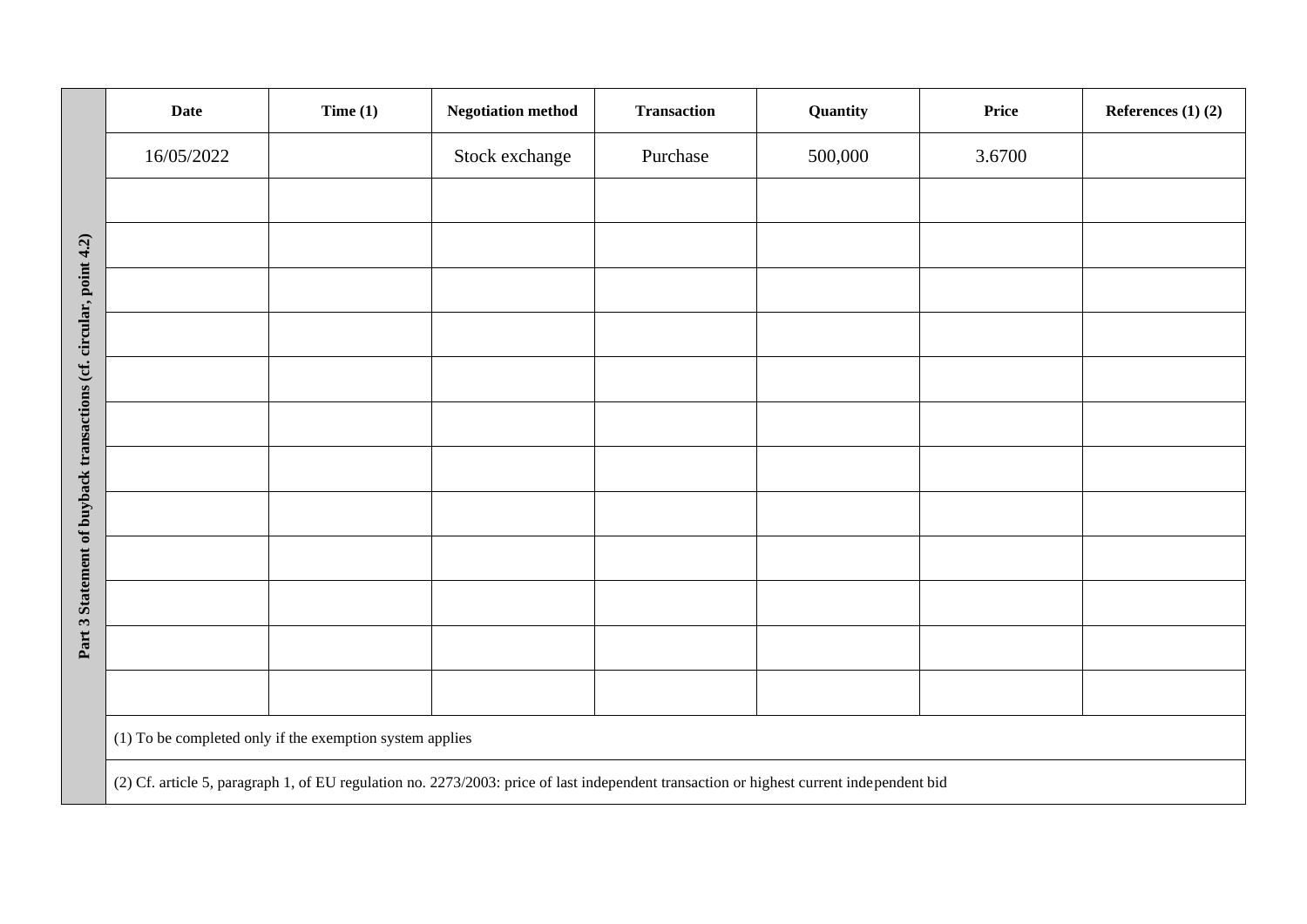**Part 3 Statement of buyback transactions (cf. circular, point 4.2)**

| Date | Time (1) | Negotiation method | Transaction | Quantity | Price | References (1) (2) |
|---|---|---|---|---|---|---|
| 16/05/2022 | | Stock exchange | Purchase | 500,000 | 3.6700 | |
| | | | | | | |
| | | | | | | |
| | | | | | | |
| | | | | | | |
| | | | | | | |
| | | | | | | |
| | | | | | | |
| | | | | | | |
| | | | | | | |
| | | | | | | |
| | | | | | | |
| | | | | | | |

(1) To be completed only if the exemption system applies

(2) Cf. article 5, paragraph 1, of EU regulation no. 2273/2003: price of last independent transaction or highest current independent bid